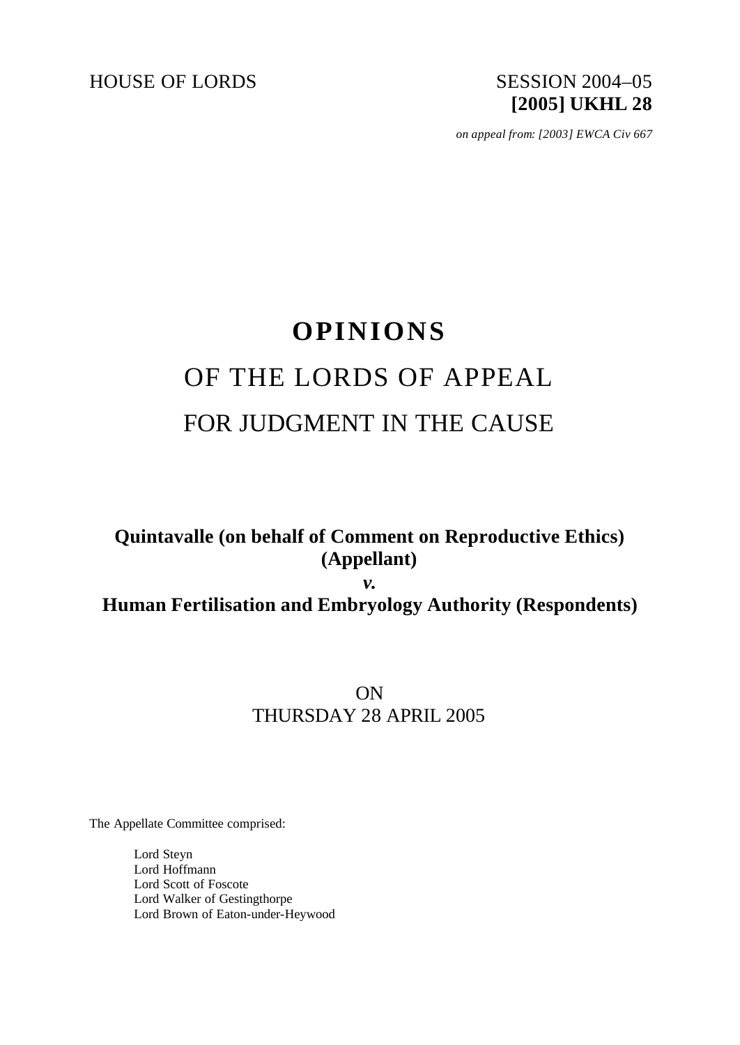HOUSE OF LORDS SESSION 2004–05

**[2005] UKHL 28**

*on appeal from: [2003] EWCA Civ 667*

# OPINIONS

## OF THE LORDS OF APPEAL

## FOR JUDGMENT IN THE CAUSE

**Quintavalle (on behalf of Comment on Reproductive Ethics) (Appellant)**

***v.***

**Human Fertilisation and Embryology Authority (Respondents)**

ON

THURSDAY 28 APRIL 2005

The Appellate Committee comprised:

Lord Steyn
Lord Hoffmann
Lord Scott of Foscote
Lord Walker of Gestingthorpe
Lord Brown of Eaton-under-Heywood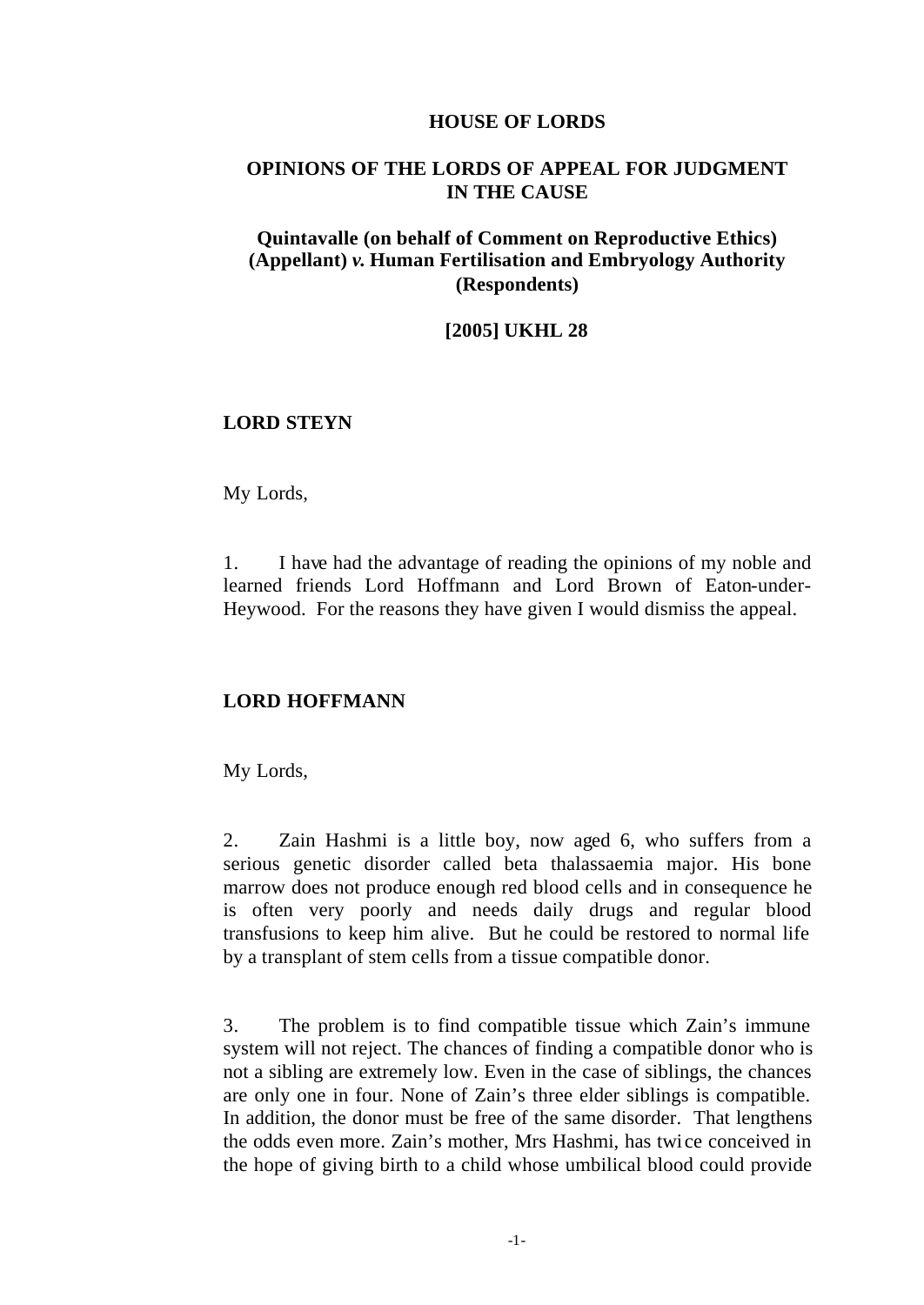**HOUSE OF LORDS**

**OPINIONS OF THE LORDS OF APPEAL FOR JUDGMENT IN THE CAUSE**

**Quintavalle (on behalf of Comment on Reproductive Ethics) (Appellant) *v.* Human Fertilisation and Embryology Authority (Respondents)**

**[2005] UKHL 28**

**LORD STEYN**

My Lords,

1. I have had the advantage of reading the opinions of my noble and learned friends Lord Hoffmann and Lord Brown of Eaton-under-Heywood. For the reasons they have given I would dismiss the appeal.

**LORD HOFFMANN**

My Lords,

2. Zain Hashmi is a little boy, now aged 6, who suffers from a serious genetic disorder called beta thalassaemia major. His bone marrow does not produce enough red blood cells and in consequence he is often very poorly and needs daily drugs and regular blood transfusions to keep him alive. But he could be restored to normal life by a transplant of stem cells from a tissue compatible donor.

3. The problem is to find compatible tissue which Zain's immune system will not reject. The chances of finding a compatible donor who is not a sibling are extremely low. Even in the case of siblings, the chances are only one in four. None of Zain's three elder siblings is compatible. In addition, the donor must be free of the same disorder. That lengthens the odds even more. Zain's mother, Mrs Hashmi, has twice conceived in the hope of giving birth to a child whose umbilical blood could provide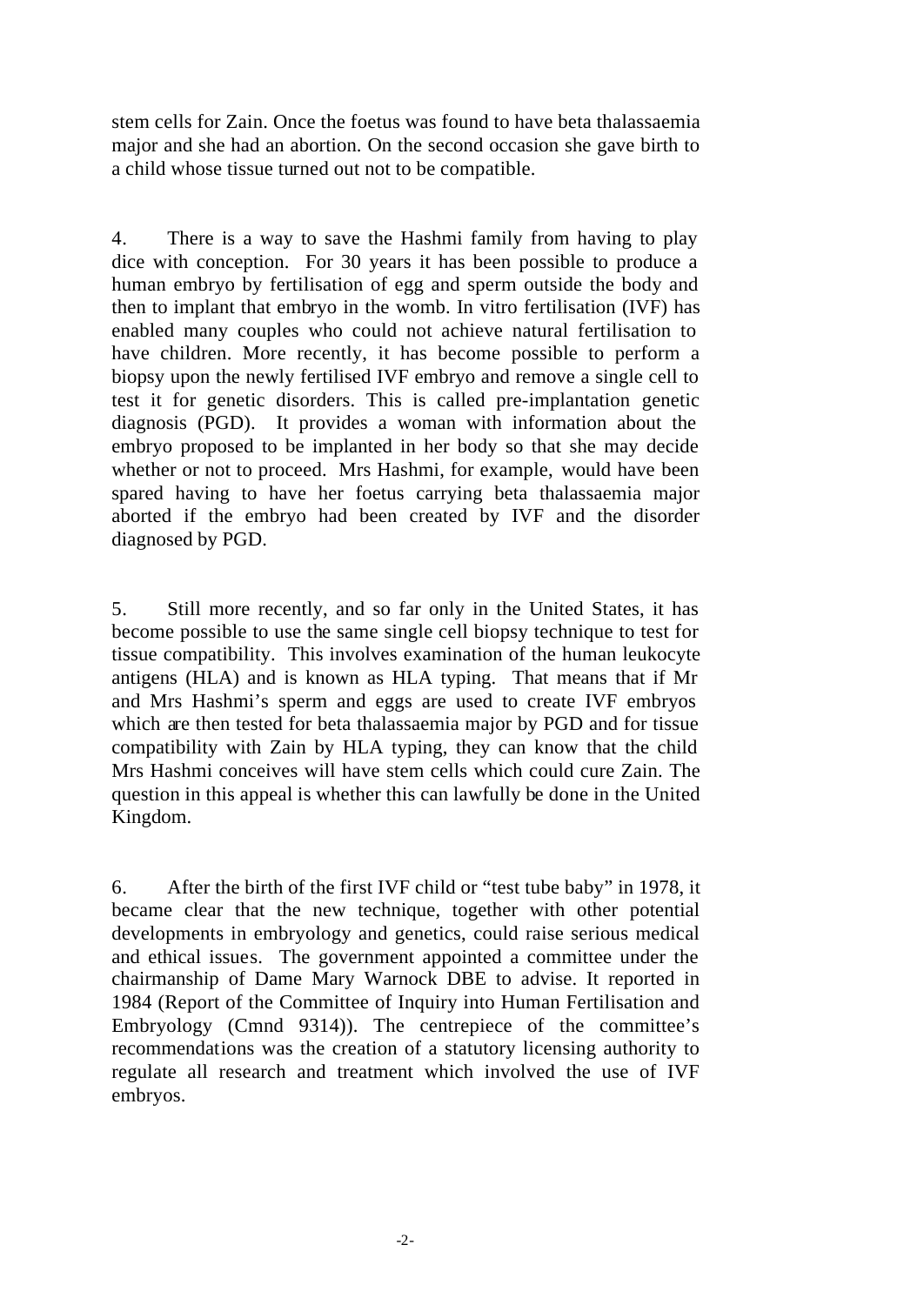stem cells for Zain. Once the foetus was found to have beta thalassaemia major and she had an abortion. On the second occasion she gave birth to a child whose tissue turned out not to be compatible.

4. There is a way to save the Hashmi family from having to play dice with conception. For 30 years it has been possible to produce a human embryo by fertilisation of egg and sperm outside the body and then to implant that embryo in the womb. In vitro fertilisation (IVF) has enabled many couples who could not achieve natural fertilisation to have children. More recently, it has become possible to perform a biopsy upon the newly fertilised IVF embryo and remove a single cell to test it for genetic disorders. This is called pre-implantation genetic diagnosis (PGD). It provides a woman with information about the embryo proposed to be implanted in her body so that she may decide whether or not to proceed. Mrs Hashmi, for example, would have been spared having to have her foetus carrying beta thalassaemia major aborted if the embryo had been created by IVF and the disorder diagnosed by PGD.

5. Still more recently, and so far only in the United States, it has become possible to use the same single cell biopsy technique to test for tissue compatibility. This involves examination of the human leukocyte antigens (HLA) and is known as HLA typing. That means that if Mr and Mrs Hashmi's sperm and eggs are used to create IVF embryos which are then tested for beta thalassaemia major by PGD and for tissue compatibility with Zain by HLA typing, they can know that the child Mrs Hashmi conceives will have stem cells which could cure Zain. The question in this appeal is whether this can lawfully be done in the United Kingdom.

6. After the birth of the first IVF child or "test tube baby" in 1978, it became clear that the new technique, together with other potential developments in embryology and genetics, could raise serious medical and ethical issues. The government appointed a committee under the chairmanship of Dame Mary Warnock DBE to advise. It reported in 1984 (Report of the Committee of Inquiry into Human Fertilisation and Embryology (Cmnd 9314)). The centrepiece of the committee's recommendations was the creation of a statutory licensing authority to regulate all research and treatment which involved the use of IVF embryos.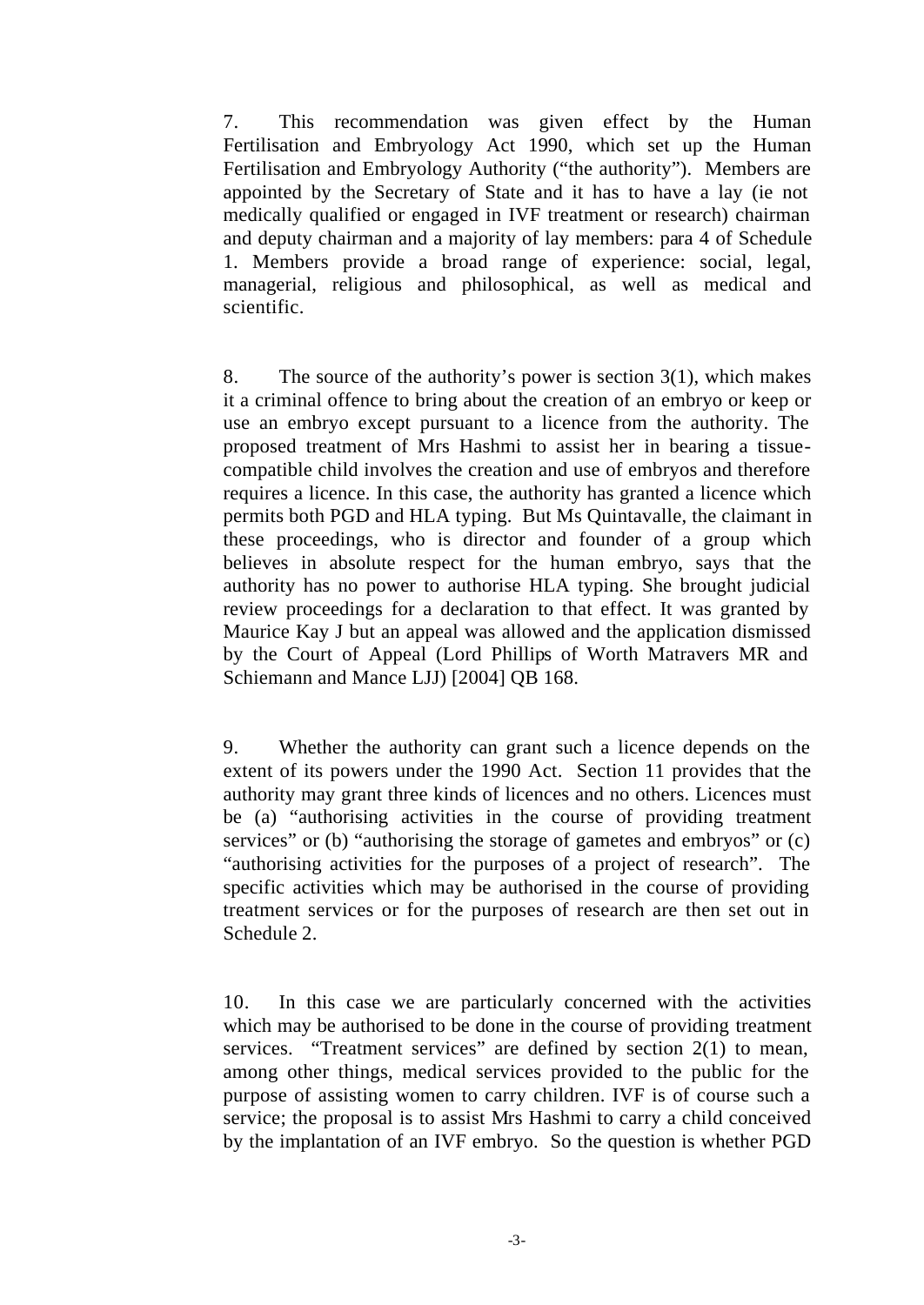7. This recommendation was given effect by the Human Fertilisation and Embryology Act 1990, which set up the Human Fertilisation and Embryology Authority ("the authority"). Members are appointed by the Secretary of State and it has to have a lay (ie not medically qualified or engaged in IVF treatment or research) chairman and deputy chairman and a majority of lay members: para 4 of Schedule 1. Members provide a broad range of experience: social, legal, managerial, religious and philosophical, as well as medical and scientific.

8. The source of the authority's power is section 3(1), which makes it a criminal offence to bring about the creation of an embryo or keep or use an embryo except pursuant to a licence from the authority. The proposed treatment of Mrs Hashmi to assist her in bearing a tissue-compatible child involves the creation and use of embryos and therefore requires a licence. In this case, the authority has granted a licence which permits both PGD and HLA typing. But Ms Quintavalle, the claimant in these proceedings, who is director and founder of a group which believes in absolute respect for the human embryo, says that the authority has no power to authorise HLA typing. She brought judicial review proceedings for a declaration to that effect. It was granted by Maurice Kay J but an appeal was allowed and the application dismissed by the Court of Appeal (Lord Phillips of Worth Matravers MR and Schiemann and Mance LJJ) [2004] QB 168.

9. Whether the authority can grant such a licence depends on the extent of its powers under the 1990 Act. Section 11 provides that the authority may grant three kinds of licences and no others. Licences must be (a) "authorising activities in the course of providing treatment services" or (b) "authorising the storage of gametes and embryos" or (c) "authorising activities for the purposes of a project of research". The specific activities which may be authorised in the course of providing treatment services or for the purposes of research are then set out in Schedule 2.

10. In this case we are particularly concerned with the activities which may be authorised to be done in the course of providing treatment services. "Treatment services" are defined by section 2(1) to mean, among other things, medical services provided to the public for the purpose of assisting women to carry children. IVF is of course such a service; the proposal is to assist Mrs Hashmi to carry a child conceived by the implantation of an IVF embryo. So the question is whether PGD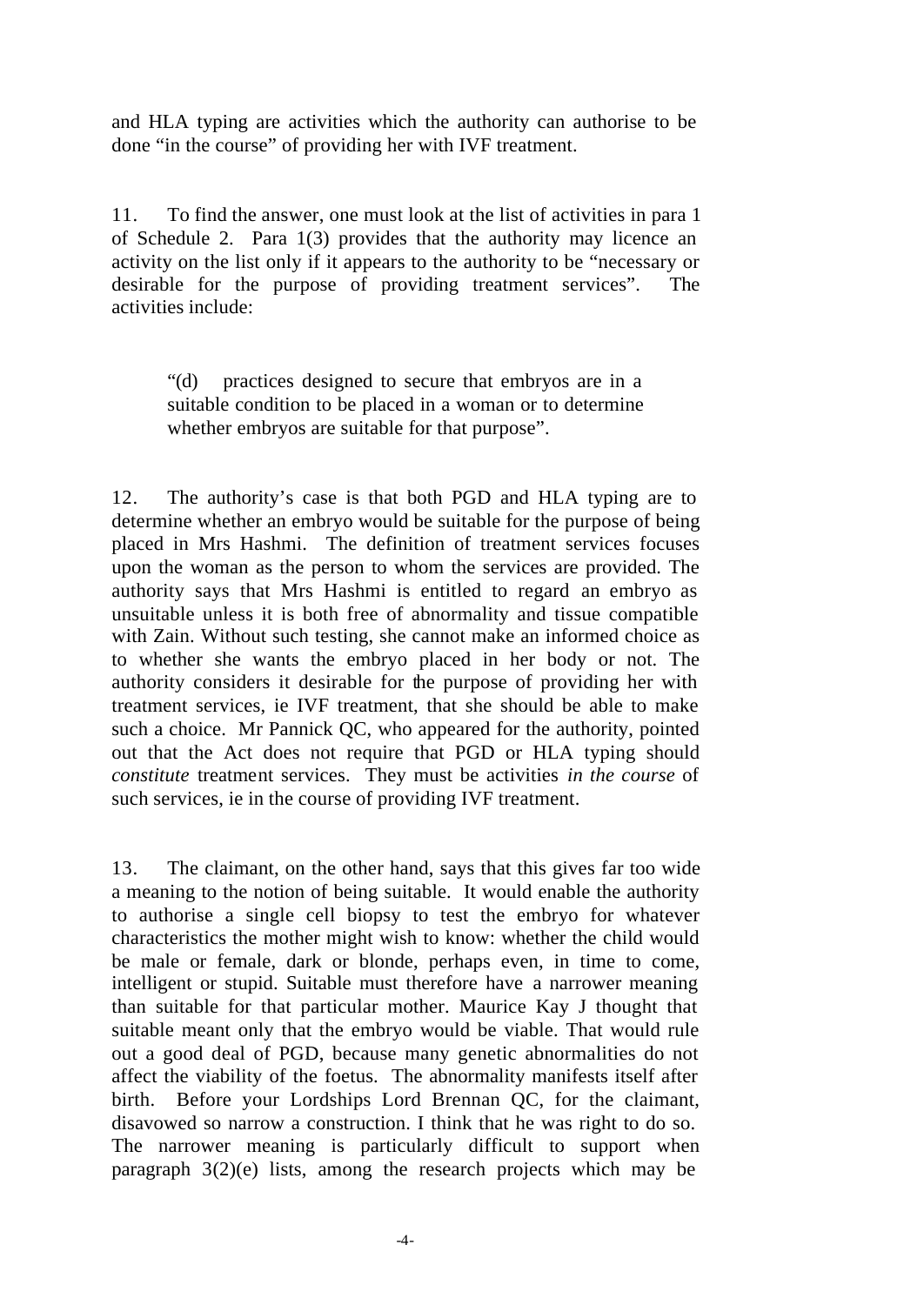and HLA typing are activities which the authority can authorise to be done "in the course" of providing her with IVF treatment.

11. To find the answer, one must look at the list of activities in para 1 of Schedule 2. Para 1(3) provides that the authority may licence an activity on the list only if it appears to the authority to be "necessary or desirable for the purpose of providing treatment services". The activities include:

> "(d) practices designed to secure that embryos are in a suitable condition to be placed in a woman or to determine whether embryos are suitable for that purpose".

12. The authority's case is that both PGD and HLA typing are to determine whether an embryo would be suitable for the purpose of being placed in Mrs Hashmi. The definition of treatment services focuses upon the woman as the person to whom the services are provided. The authority says that Mrs Hashmi is entitled to regard an embryo as unsuitable unless it is both free of abnormality and tissue compatible with Zain. Without such testing, she cannot make an informed choice as to whether she wants the embryo placed in her body or not. The authority considers it desirable for the purpose of providing her with treatment services, ie IVF treatment, that she should be able to make such a choice. Mr Pannick QC, who appeared for the authority, pointed out that the Act does not require that PGD or HLA typing should *constitute* treatment services. They must be activities *in the course* of such services, ie in the course of providing IVF treatment.

13. The claimant, on the other hand, says that this gives far too wide a meaning to the notion of being suitable. It would enable the authority to authorise a single cell biopsy to test the embryo for whatever characteristics the mother might wish to know: whether the child would be male or female, dark or blonde, perhaps even, in time to come, intelligent or stupid. Suitable must therefore have a narrower meaning than suitable for that particular mother. Maurice Kay J thought that suitable meant only that the embryo would be viable. That would rule out a good deal of PGD, because many genetic abnormalities do not affect the viability of the foetus. The abnormality manifests itself after birth. Before your Lordships Lord Brennan QC, for the claimant, disavowed so narrow a construction. I think that he was right to do so. The narrower meaning is particularly difficult to support when paragraph 3(2)(e) lists, among the research projects which may be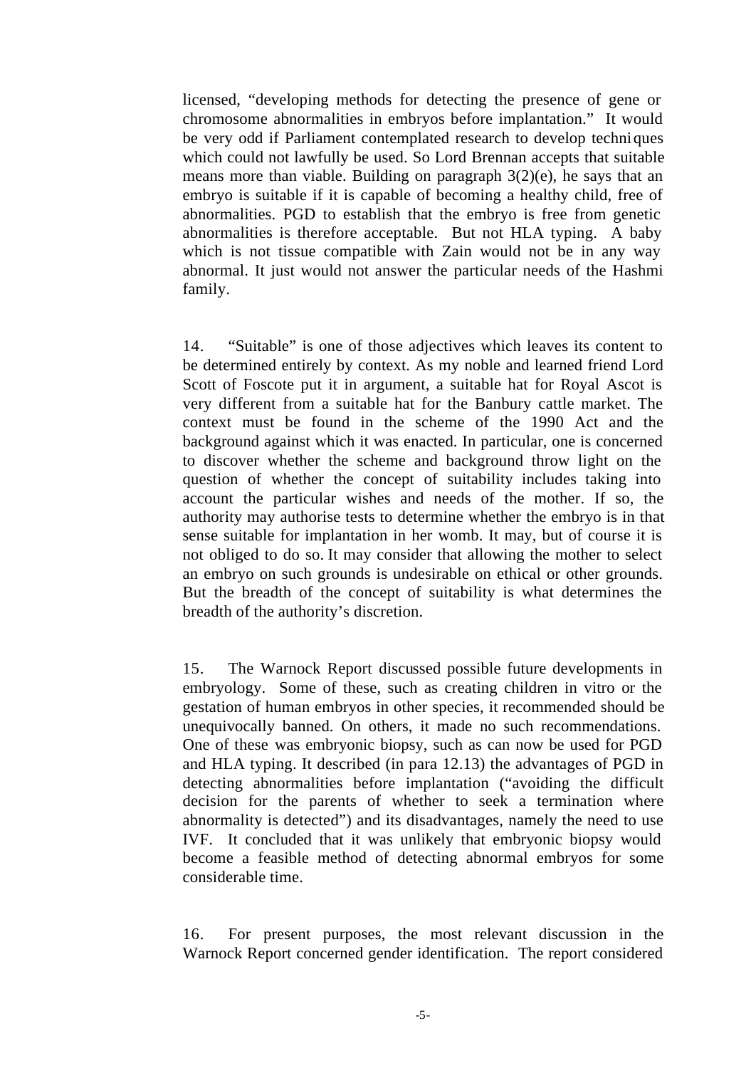licensed, "developing methods for detecting the presence of gene or chromosome abnormalities in embryos before implantation." It would be very odd if Parliament contemplated research to develop techniques which could not lawfully be used. So Lord Brennan accepts that suitable means more than viable. Building on paragraph 3(2)(e), he says that an embryo is suitable if it is capable of becoming a healthy child, free of abnormalities. PGD to establish that the embryo is free from genetic abnormalities is therefore acceptable. But not HLA typing. A baby which is not tissue compatible with Zain would not be in any way abnormal. It just would not answer the particular needs of the Hashmi family.

14. "Suitable" is one of those adjectives which leaves its content to be determined entirely by context. As my noble and learned friend Lord Scott of Foscote put it in argument, a suitable hat for Royal Ascot is very different from a suitable hat for the Banbury cattle market. The context must be found in the scheme of the 1990 Act and the background against which it was enacted. In particular, one is concerned to discover whether the scheme and background throw light on the question of whether the concept of suitability includes taking into account the particular wishes and needs of the mother. If so, the authority may authorise tests to determine whether the embryo is in that sense suitable for implantation in her womb. It may, but of course it is not obliged to do so. It may consider that allowing the mother to select an embryo on such grounds is undesirable on ethical or other grounds. But the breadth of the concept of suitability is what determines the breadth of the authority's discretion.

15. The Warnock Report discussed possible future developments in embryology. Some of these, such as creating children in vitro or the gestation of human embryos in other species, it recommended should be unequivocally banned. On others, it made no such recommendations. One of these was embryonic biopsy, such as can now be used for PGD and HLA typing. It described (in para 12.13) the advantages of PGD in detecting abnormalities before implantation ("avoiding the difficult decision for the parents of whether to seek a termination where abnormality is detected") and its disadvantages, namely the need to use IVF. It concluded that it was unlikely that embryonic biopsy would become a feasible method of detecting abnormal embryos for some considerable time.

16. For present purposes, the most relevant discussion in the Warnock Report concerned gender identification. The report considered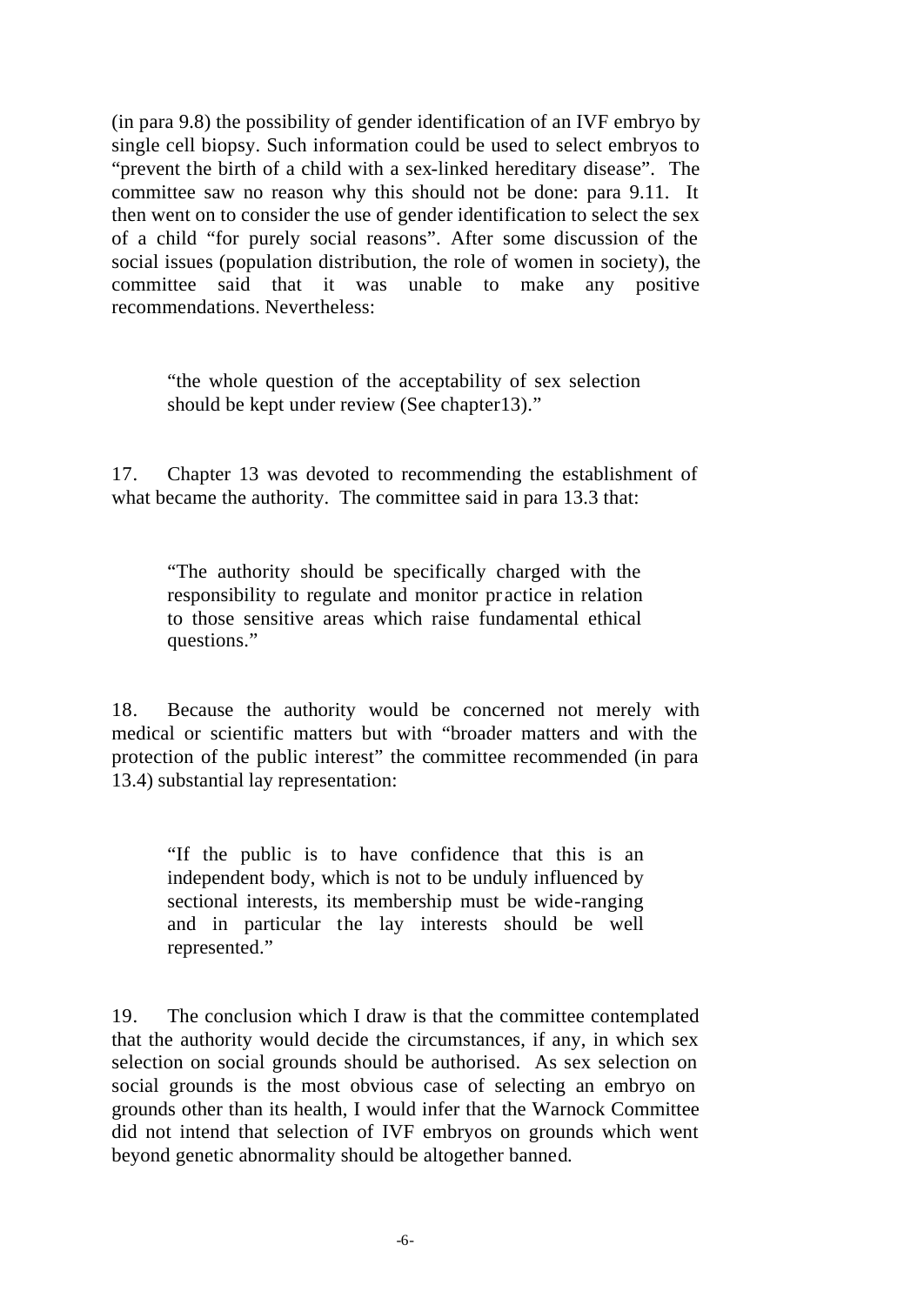(in para 9.8) the possibility of gender identification of an IVF embryo by single cell biopsy. Such information could be used to select embryos to "prevent the birth of a child with a sex-linked hereditary disease". The committee saw no reason why this should not be done: para 9.11. It then went on to consider the use of gender identification to select the sex of a child "for purely social reasons". After some discussion of the social issues (population distribution, the role of women in society), the committee said that it was unable to make any positive recommendations. Nevertheless:

> "the whole question of the acceptability of sex selection should be kept under review (See chapter13)."

17. Chapter 13 was devoted to recommending the establishment of what became the authority. The committee said in para 13.3 that:

> "The authority should be specifically charged with the responsibility to regulate and monitor practice in relation to those sensitive areas which raise fundamental ethical questions."

18. Because the authority would be concerned not merely with medical or scientific matters but with "broader matters and with the protection of the public interest" the committee recommended (in para 13.4) substantial lay representation:

> "If the public is to have confidence that this is an independent body, which is not to be unduly influenced by sectional interests, its membership must be wide-ranging and in particular the lay interests should be well represented."

19. The conclusion which I draw is that the committee contemplated that the authority would decide the circumstances, if any, in which sex selection on social grounds should be authorised. As sex selection on social grounds is the most obvious case of selecting an embryo on grounds other than its health, I would infer that the Warnock Committee did not intend that selection of IVF embryos on grounds which went beyond genetic abnormality should be altogether banned.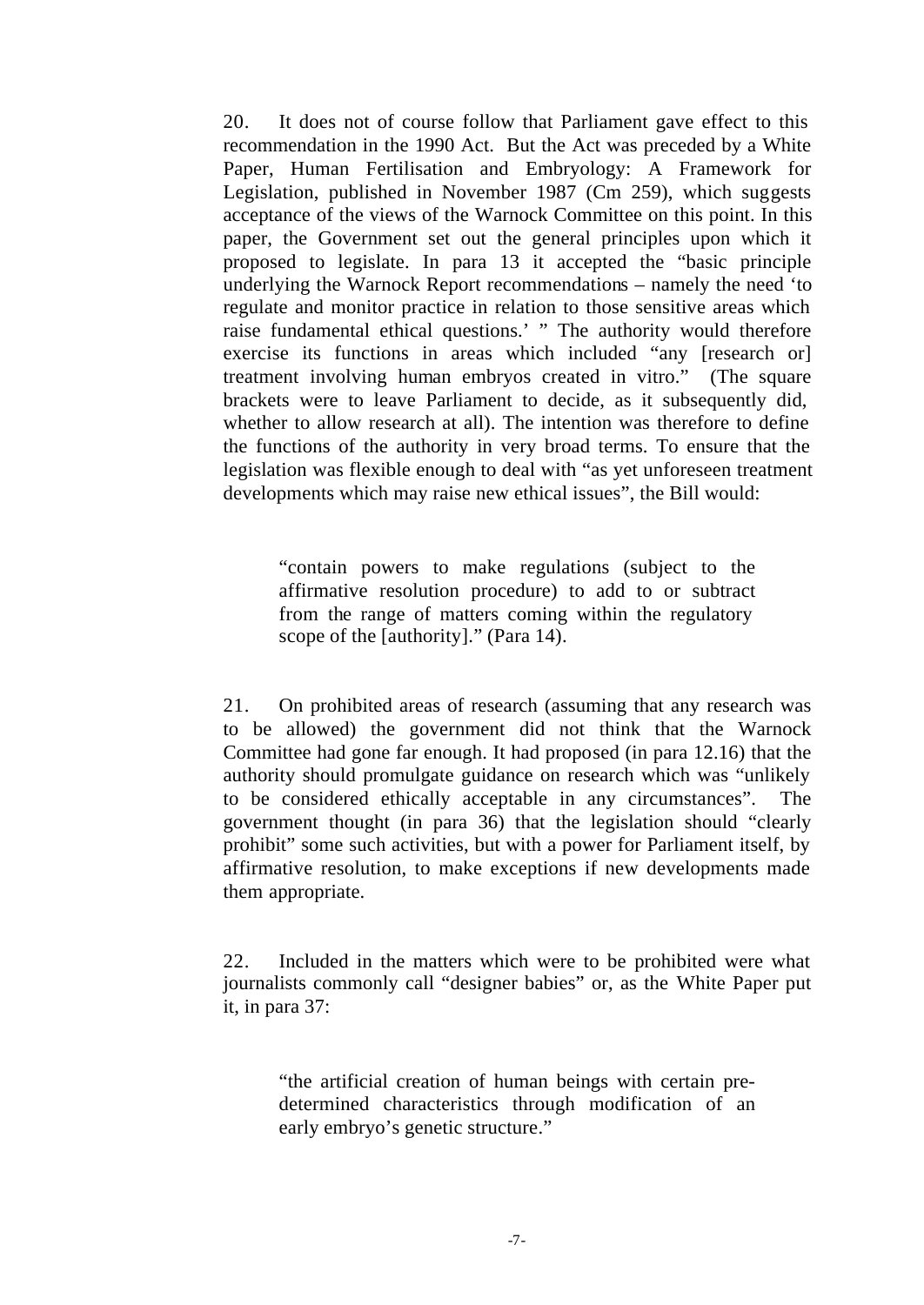20. It does not of course follow that Parliament gave effect to this recommendation in the 1990 Act. But the Act was preceded by a White Paper, Human Fertilisation and Embryology: A Framework for Legislation, published in November 1987 (Cm 259), which suggests acceptance of the views of the Warnock Committee on this point. In this paper, the Government set out the general principles upon which it proposed to legislate. In para 13 it accepted the "basic principle underlying the Warnock Report recommendations – namely the need 'to regulate and monitor practice in relation to those sensitive areas which raise fundamental ethical questions.' " The authority would therefore exercise its functions in areas which included "any [research or] treatment involving human embryos created in vitro." (The square brackets were to leave Parliament to decide, as it subsequently did, whether to allow research at all). The intention was therefore to define the functions of the authority in very broad terms. To ensure that the legislation was flexible enough to deal with "as yet unforeseen treatment developments which may raise new ethical issues", the Bill would:

> "contain powers to make regulations (subject to the affirmative resolution procedure) to add to or subtract from the range of matters coming within the regulatory scope of the [authority]." (Para 14).

21. On prohibited areas of research (assuming that any research was to be allowed) the government did not think that the Warnock Committee had gone far enough. It had proposed (in para 12.16) that the authority should promulgate guidance on research which was "unlikely to be considered ethically acceptable in any circumstances". The government thought (in para 36) that the legislation should "clearly prohibit" some such activities, but with a power for Parliament itself, by affirmative resolution, to make exceptions if new developments made them appropriate.

22. Included in the matters which were to be prohibited were what journalists commonly call "designer babies" or, as the White Paper put it, in para 37:

> "the artificial creation of human beings with certain pre-determined characteristics through modification of an early embryo's genetic structure."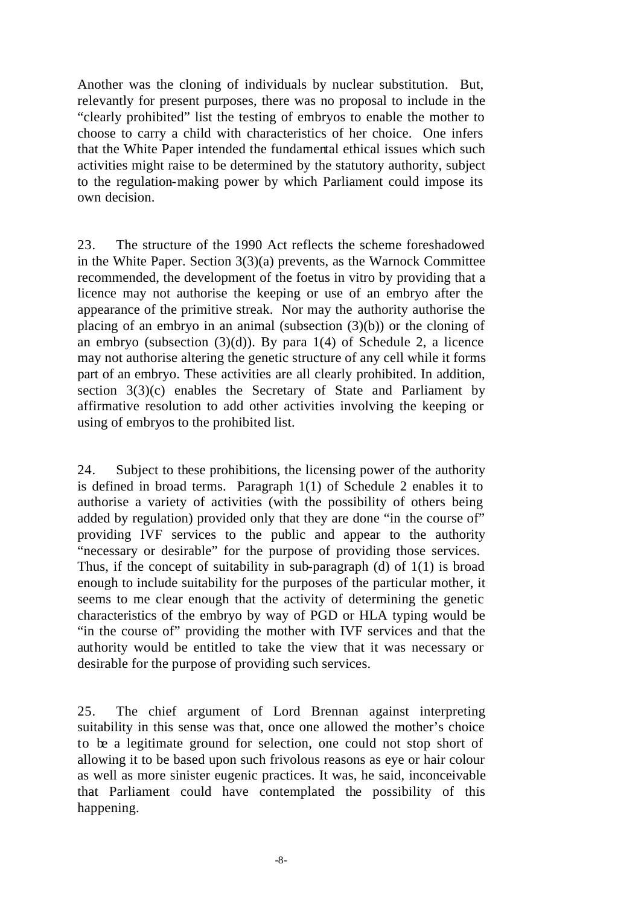Another was the cloning of individuals by nuclear substitution. But, relevantly for present purposes, there was no proposal to include in the "clearly prohibited" list the testing of embryos to enable the mother to choose to carry a child with characteristics of her choice. One infers that the White Paper intended the fundamental ethical issues which such activities might raise to be determined by the statutory authority, subject to the regulation-making power by which Parliament could impose its own decision.

23. The structure of the 1990 Act reflects the scheme foreshadowed in the White Paper. Section 3(3)(a) prevents, as the Warnock Committee recommended, the development of the foetus in vitro by providing that a licence may not authorise the keeping or use of an embryo after the appearance of the primitive streak. Nor may the authority authorise the placing of an embryo in an animal (subsection (3)(b)) or the cloning of an embryo (subsection (3)(d)). By para 1(4) of Schedule 2, a licence may not authorise altering the genetic structure of any cell while it forms part of an embryo. These activities are all clearly prohibited. In addition, section 3(3)(c) enables the Secretary of State and Parliament by affirmative resolution to add other activities involving the keeping or using of embryos to the prohibited list.

24. Subject to these prohibitions, the licensing power of the authority is defined in broad terms. Paragraph 1(1) of Schedule 2 enables it to authorise a variety of activities (with the possibility of others being added by regulation) provided only that they are done "in the course of" providing IVF services to the public and appear to the authority "necessary or desirable" for the purpose of providing those services. Thus, if the concept of suitability in sub-paragraph (d) of 1(1) is broad enough to include suitability for the purposes of the particular mother, it seems to me clear enough that the activity of determining the genetic characteristics of the embryo by way of PGD or HLA typing would be "in the course of" providing the mother with IVF services and that the authority would be entitled to take the view that it was necessary or desirable for the purpose of providing such services.

25. The chief argument of Lord Brennan against interpreting suitability in this sense was that, once one allowed the mother's choice to be a legitimate ground for selection, one could not stop short of allowing it to be based upon such frivolous reasons as eye or hair colour as well as more sinister eugenic practices. It was, he said, inconceivable that Parliament could have contemplated the possibility of this happening.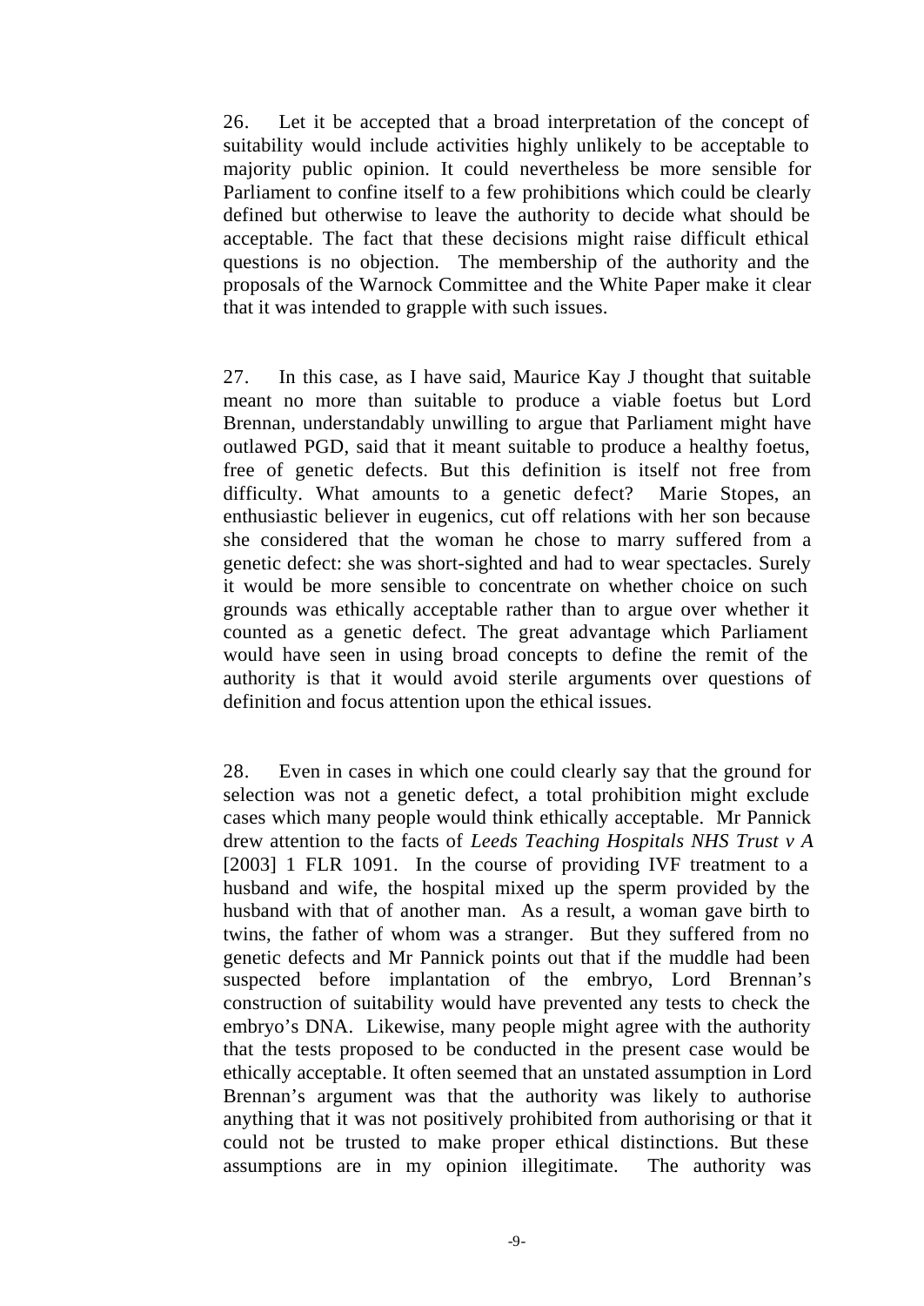26. Let it be accepted that a broad interpretation of the concept of suitability would include activities highly unlikely to be acceptable to majority public opinion. It could nevertheless be more sensible for Parliament to confine itself to a few prohibitions which could be clearly defined but otherwise to leave the authority to decide what should be acceptable. The fact that these decisions might raise difficult ethical questions is no objection. The membership of the authority and the proposals of the Warnock Committee and the White Paper make it clear that it was intended to grapple with such issues.

27. In this case, as I have said, Maurice Kay J thought that suitable meant no more than suitable to produce a viable foetus but Lord Brennan, understandably unwilling to argue that Parliament might have outlawed PGD, said that it meant suitable to produce a healthy foetus, free of genetic defects. But this definition is itself not free from difficulty. What amounts to a genetic defect? Marie Stopes, an enthusiastic believer in eugenics, cut off relations with her son because she considered that the woman he chose to marry suffered from a genetic defect: she was short-sighted and had to wear spectacles. Surely it would be more sensible to concentrate on whether choice on such grounds was ethically acceptable rather than to argue over whether it counted as a genetic defect. The great advantage which Parliament would have seen in using broad concepts to define the remit of the authority is that it would avoid sterile arguments over questions of definition and focus attention upon the ethical issues.

28. Even in cases in which one could clearly say that the ground for selection was not a genetic defect, a total prohibition might exclude cases which many people would think ethically acceptable. Mr Pannick drew attention to the facts of *Leeds Teaching Hospitals NHS Trust v A* [2003] 1 FLR 1091. In the course of providing IVF treatment to a husband and wife, the hospital mixed up the sperm provided by the husband with that of another man. As a result, a woman gave birth to twins, the father of whom was a stranger. But they suffered from no genetic defects and Mr Pannick points out that if the muddle had been suspected before implantation of the embryo, Lord Brennan's construction of suitability would have prevented any tests to check the embryo's DNA. Likewise, many people might agree with the authority that the tests proposed to be conducted in the present case would be ethically acceptable. It often seemed that an unstated assumption in Lord Brennan's argument was that the authority was likely to authorise anything that it was not positively prohibited from authorising or that it could not be trusted to make proper ethical distinctions. But these assumptions are in my opinion illegitimate. The authority was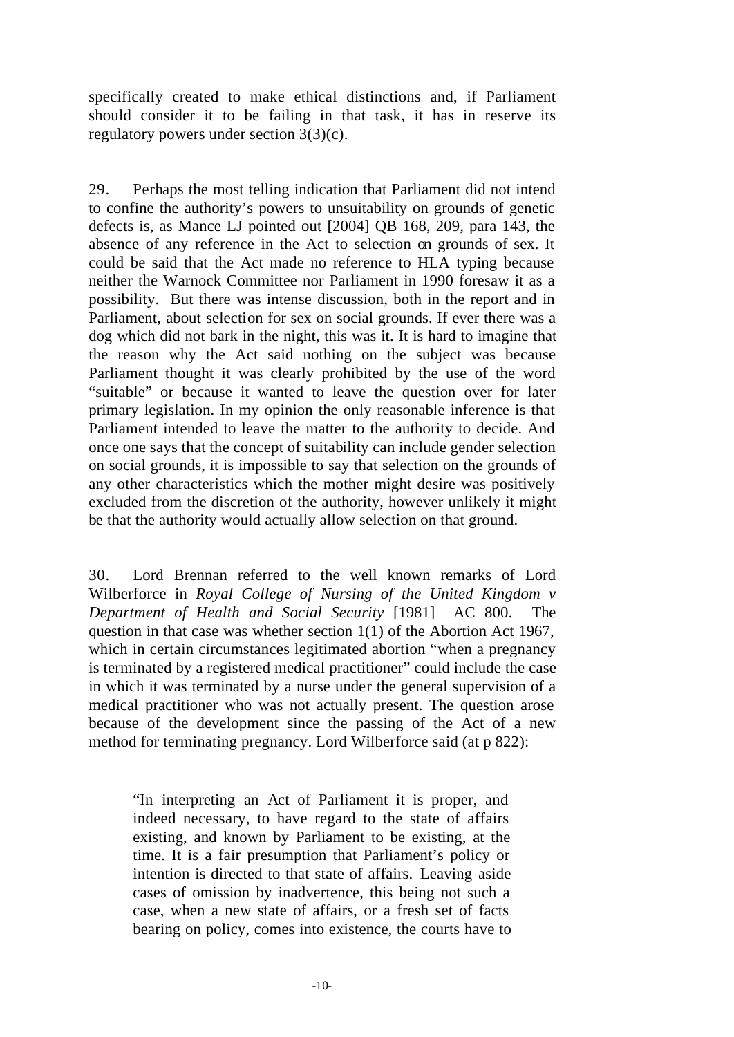specifically created to make ethical distinctions and, if Parliament should consider it to be failing in that task, it has in reserve its regulatory powers under section 3(3)(c).

29. Perhaps the most telling indication that Parliament did not intend to confine the authority's powers to unsuitability on grounds of genetic defects is, as Mance LJ pointed out [2004] QB 168, 209, para 143, the absence of any reference in the Act to selection on grounds of sex. It could be said that the Act made no reference to HLA typing because neither the Warnock Committee nor Parliament in 1990 foresaw it as a possibility. But there was intense discussion, both in the report and in Parliament, about selection for sex on social grounds. If ever there was a dog which did not bark in the night, this was it. It is hard to imagine that the reason why the Act said nothing on the subject was because Parliament thought it was clearly prohibited by the use of the word "suitable" or because it wanted to leave the question over for later primary legislation. In my opinion the only reasonable inference is that Parliament intended to leave the matter to the authority to decide. And once one says that the concept of suitability can include gender selection on social grounds, it is impossible to say that selection on the grounds of any other characteristics which the mother might desire was positively excluded from the discretion of the authority, however unlikely it might be that the authority would actually allow selection on that ground.

30. Lord Brennan referred to the well known remarks of Lord Wilberforce in *Royal College of Nursing of the United Kingdom v Department of Health and Social Security* [1981] AC 800. The question in that case was whether section 1(1) of the Abortion Act 1967, which in certain circumstances legitimated abortion "when a pregnancy is terminated by a registered medical practitioner" could include the case in which it was terminated by a nurse under the general supervision of a medical practitioner who was not actually present. The question arose because of the development since the passing of the Act of a new method for terminating pregnancy. Lord Wilberforce said (at p 822):

> "In interpreting an Act of Parliament it is proper, and indeed necessary, to have regard to the state of affairs existing, and known by Parliament to be existing, at the time. It is a fair presumption that Parliament's policy or intention is directed to that state of affairs. Leaving aside cases of omission by inadvertence, this being not such a case, when a new state of affairs, or a fresh set of facts bearing on policy, comes into existence, the courts have to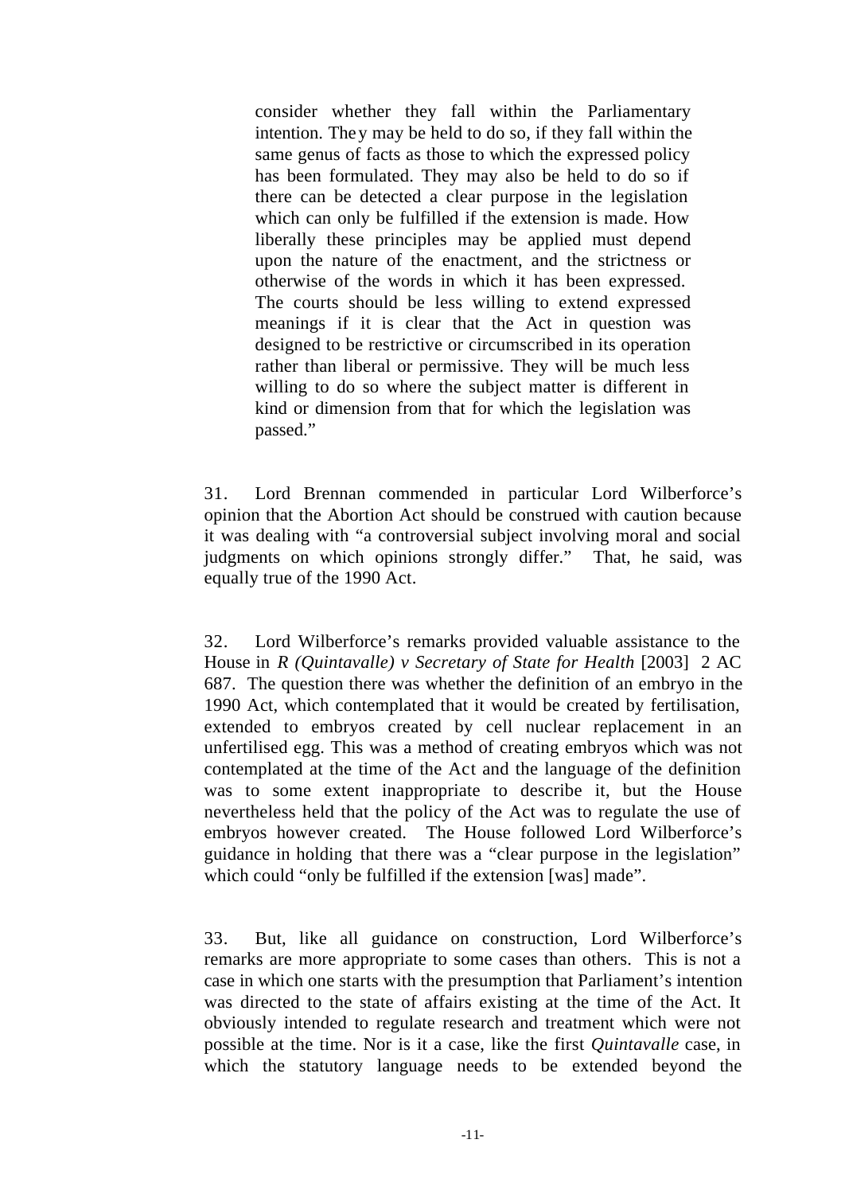> consider whether they fall within the Parliamentary intention. They may be held to do so, if they fall within the same genus of facts as those to which the expressed policy has been formulated. They may also be held to do so if there can be detected a clear purpose in the legislation which can only be fulfilled if the extension is made. How liberally these principles may be applied must depend upon the nature of the enactment, and the strictness or otherwise of the words in which it has been expressed. The courts should be less willing to extend expressed meanings if it is clear that the Act in question was designed to be restrictive or circumscribed in its operation rather than liberal or permissive. They will be much less willing to do so where the subject matter is different in kind or dimension from that for which the legislation was passed."

31. Lord Brennan commended in particular Lord Wilberforce's opinion that the Abortion Act should be construed with caution because it was dealing with "a controversial subject involving moral and social judgments on which opinions strongly differ." That, he said, was equally true of the 1990 Act.

32. Lord Wilberforce's remarks provided valuable assistance to the House in *R (Quintavalle) v Secretary of State for Health* [2003] 2 AC 687. The question there was whether the definition of an embryo in the 1990 Act, which contemplated that it would be created by fertilisation, extended to embryos created by cell nuclear replacement in an unfertilised egg. This was a method of creating embryos which was not contemplated at the time of the Act and the language of the definition was to some extent inappropriate to describe it, but the House nevertheless held that the policy of the Act was to regulate the use of embryos however created. The House followed Lord Wilberforce's guidance in holding that there was a "clear purpose in the legislation" which could "only be fulfilled if the extension [was] made".

33. But, like all guidance on construction, Lord Wilberforce's remarks are more appropriate to some cases than others. This is not a case in which one starts with the presumption that Parliament's intention was directed to the state of affairs existing at the time of the Act. It obviously intended to regulate research and treatment which were not possible at the time. Nor is it a case, like the first *Quintavalle* case, in which the statutory language needs to be extended beyond the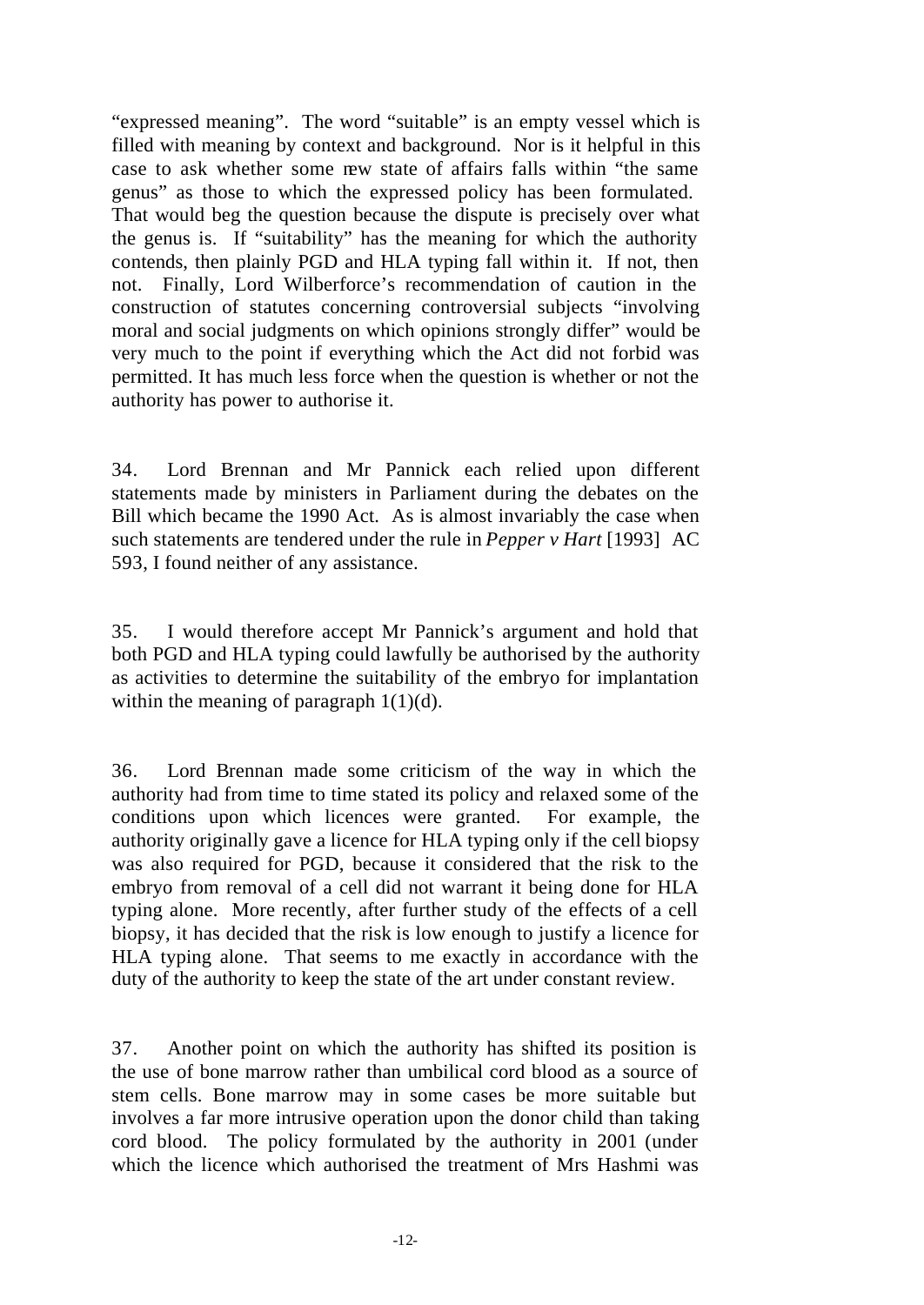"expressed meaning". The word "suitable" is an empty vessel which is filled with meaning by context and background. Nor is it helpful in this case to ask whether some new state of affairs falls within "the same genus" as those to which the expressed policy has been formulated. That would beg the question because the dispute is precisely over what the genus is. If "suitability" has the meaning for which the authority contends, then plainly PGD and HLA typing fall within it. If not, then not. Finally, Lord Wilberforce's recommendation of caution in the construction of statutes concerning controversial subjects "involving moral and social judgments on which opinions strongly differ" would be very much to the point if everything which the Act did not forbid was permitted. It has much less force when the question is whether or not the authority has power to authorise it.

34. Lord Brennan and Mr Pannick each relied upon different statements made by ministers in Parliament during the debates on the Bill which became the 1990 Act. As is almost invariably the case when such statements are tendered under the rule in *Pepper v Hart* [1993] AC 593, I found neither of any assistance.

35. I would therefore accept Mr Pannick's argument and hold that both PGD and HLA typing could lawfully be authorised by the authority as activities to determine the suitability of the embryo for implantation within the meaning of paragraph 1(1)(d).

36. Lord Brennan made some criticism of the way in which the authority had from time to time stated its policy and relaxed some of the conditions upon which licences were granted. For example, the authority originally gave a licence for HLA typing only if the cell biopsy was also required for PGD, because it considered that the risk to the embryo from removal of a cell did not warrant it being done for HLA typing alone. More recently, after further study of the effects of a cell biopsy, it has decided that the risk is low enough to justify a licence for HLA typing alone. That seems to me exactly in accordance with the duty of the authority to keep the state of the art under constant review.

37. Another point on which the authority has shifted its position is the use of bone marrow rather than umbilical cord blood as a source of stem cells. Bone marrow may in some cases be more suitable but involves a far more intrusive operation upon the donor child than taking cord blood. The policy formulated by the authority in 2001 (under which the licence which authorised the treatment of Mrs Hashmi was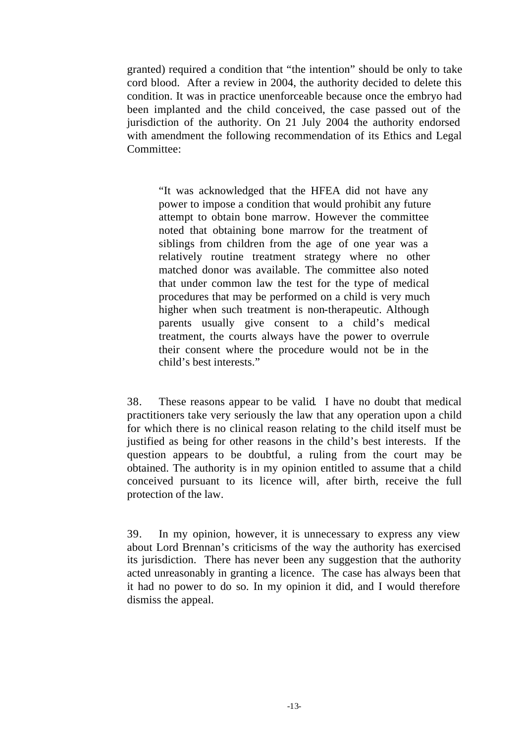granted) required a condition that "the intention" should be only to take cord blood. After a review in 2004, the authority decided to delete this condition. It was in practice unenforceable because once the embryo had been implanted and the child conceived, the case passed out of the jurisdiction of the authority. On 21 July 2004 the authority endorsed with amendment the following recommendation of its Ethics and Legal Committee:

> "It was acknowledged that the HFEA did not have any power to impose a condition that would prohibit any future attempt to obtain bone marrow. However the committee noted that obtaining bone marrow for the treatment of siblings from children from the age of one year was a relatively routine treatment strategy where no other matched donor was available. The committee also noted that under common law the test for the type of medical procedures that may be performed on a child is very much higher when such treatment is non-therapeutic. Although parents usually give consent to a child's medical treatment, the courts always have the power to overrule their consent where the procedure would not be in the child's best interests."

38. These reasons appear to be valid. I have no doubt that medical practitioners take very seriously the law that any operation upon a child for which there is no clinical reason relating to the child itself must be justified as being for other reasons in the child's best interests. If the question appears to be doubtful, a ruling from the court may be obtained. The authority is in my opinion entitled to assume that a child conceived pursuant to its licence will, after birth, receive the full protection of the law.

39. In my opinion, however, it is unnecessary to express any view about Lord Brennan's criticisms of the way the authority has exercised its jurisdiction. There has never been any suggestion that the authority acted unreasonably in granting a licence. The case has always been that it had no power to do so. In my opinion it did, and I would therefore dismiss the appeal.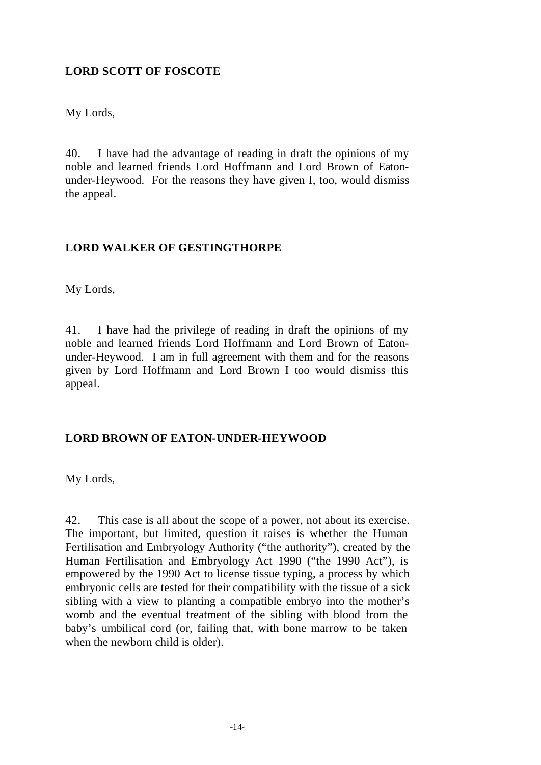**LORD SCOTT OF FOSCOTE**

My Lords,

40. I have had the advantage of reading in draft the opinions of my noble and learned friends Lord Hoffmann and Lord Brown of Eaton-under-Heywood. For the reasons they have given I, too, would dismiss the appeal.

**LORD WALKER OF GESTINGTHORPE**

My Lords,

41. I have had the privilege of reading in draft the opinions of my noble and learned friends Lord Hoffmann and Lord Brown of Eaton-under-Heywood. I am in full agreement with them and for the reasons given by Lord Hoffmann and Lord Brown I too would dismiss this appeal.

**LORD BROWN OF EATON-UNDER-HEYWOOD**

My Lords,

42. This case is all about the scope of a power, not about its exercise. The important, but limited, question it raises is whether the Human Fertilisation and Embryology Authority ("the authority"), created by the Human Fertilisation and Embryology Act 1990 ("the 1990 Act"), is empowered by the 1990 Act to license tissue typing, a process by which embryonic cells are tested for their compatibility with the tissue of a sick sibling with a view to planting a compatible embryo into the mother's womb and the eventual treatment of the sibling with blood from the baby's umbilical cord (or, failing that, with bone marrow to be taken when the newborn child is older).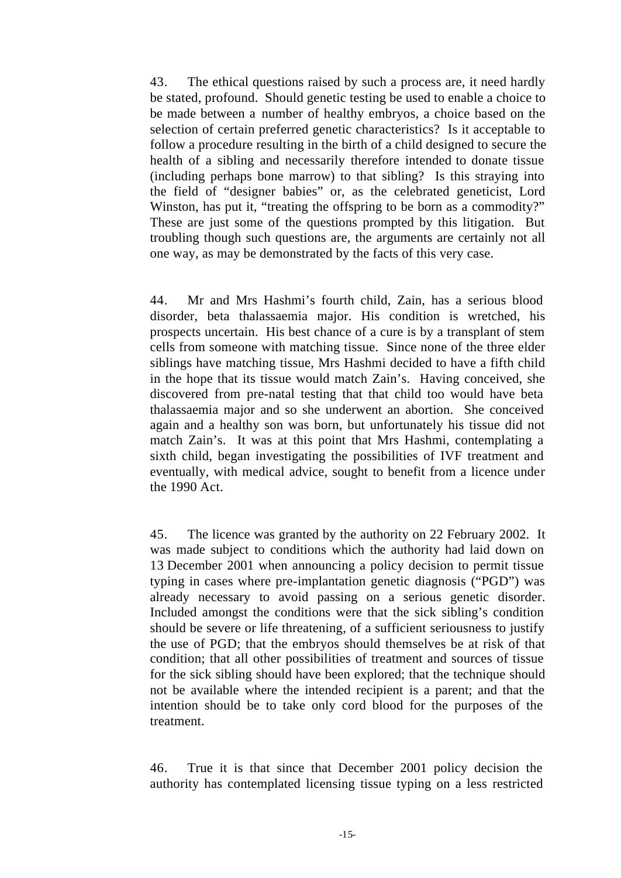43. The ethical questions raised by such a process are, it need hardly be stated, profound. Should genetic testing be used to enable a choice to be made between a number of healthy embryos, a choice based on the selection of certain preferred genetic characteristics? Is it acceptable to follow a procedure resulting in the birth of a child designed to secure the health of a sibling and necessarily therefore intended to donate tissue (including perhaps bone marrow) to that sibling? Is this straying into the field of "designer babies" or, as the celebrated geneticist, Lord Winston, has put it, "treating the offspring to be born as a commodity?" These are just some of the questions prompted by this litigation. But troubling though such questions are, the arguments are certainly not all one way, as may be demonstrated by the facts of this very case.

44. Mr and Mrs Hashmi's fourth child, Zain, has a serious blood disorder, beta thalassaemia major. His condition is wretched, his prospects uncertain. His best chance of a cure is by a transplant of stem cells from someone with matching tissue. Since none of the three elder siblings have matching tissue, Mrs Hashmi decided to have a fifth child in the hope that its tissue would match Zain's. Having conceived, she discovered from pre-natal testing that that child too would have beta thalassaemia major and so she underwent an abortion. She conceived again and a healthy son was born, but unfortunately his tissue did not match Zain's. It was at this point that Mrs Hashmi, contemplating a sixth child, began investigating the possibilities of IVF treatment and eventually, with medical advice, sought to benefit from a licence under the 1990 Act.

45. The licence was granted by the authority on 22 February 2002. It was made subject to conditions which the authority had laid down on 13 December 2001 when announcing a policy decision to permit tissue typing in cases where pre-implantation genetic diagnosis ("PGD") was already necessary to avoid passing on a serious genetic disorder. Included amongst the conditions were that the sick sibling's condition should be severe or life threatening, of a sufficient seriousness to justify the use of PGD; that the embryos should themselves be at risk of that condition; that all other possibilities of treatment and sources of tissue for the sick sibling should have been explored; that the technique should not be available where the intended recipient is a parent; and that the intention should be to take only cord blood for the purposes of the treatment.

46. True it is that since that December 2001 policy decision the authority has contemplated licensing tissue typing on a less restricted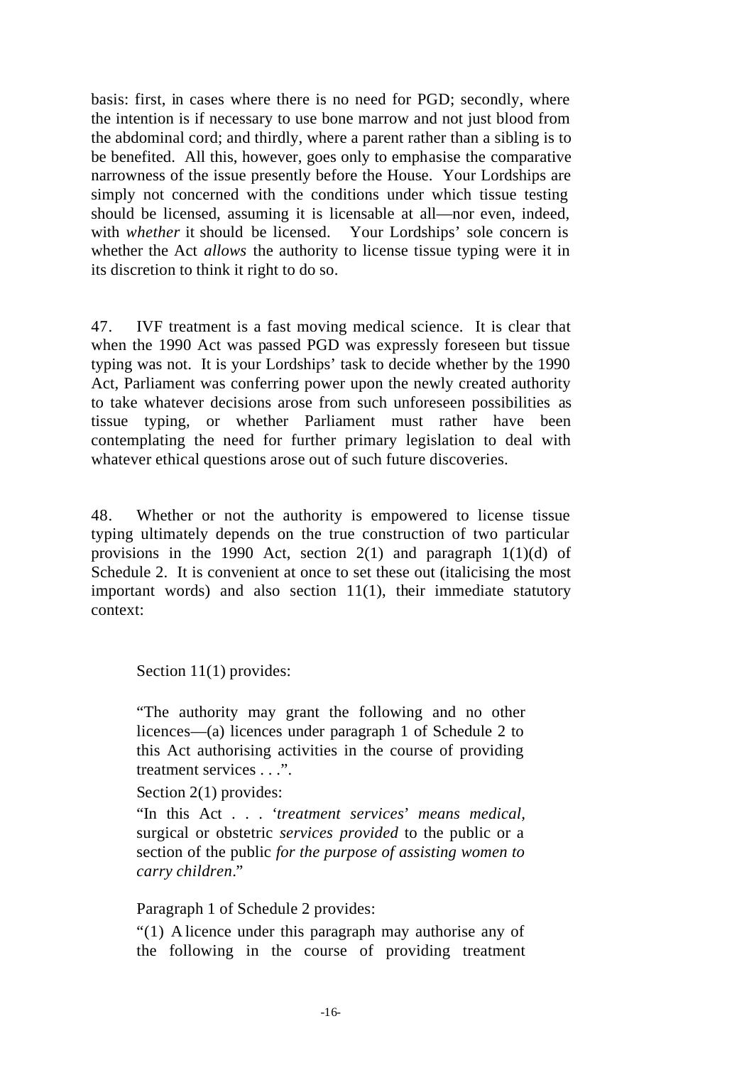basis: first, in cases where there is no need for PGD; secondly, where the intention is if necessary to use bone marrow and not just blood from the abdominal cord; and thirdly, where a parent rather than a sibling is to be benefited. All this, however, goes only to emphasise the comparative narrowness of the issue presently before the House. Your Lordships are simply not concerned with the conditions under which tissue testing should be licensed, assuming it is licensable at all—nor even, indeed, with *whether* it should be licensed. Your Lordships' sole concern is whether the Act *allows* the authority to license tissue typing were it in its discretion to think it right to do so.

47. IVF treatment is a fast moving medical science. It is clear that when the 1990 Act was passed PGD was expressly foreseen but tissue typing was not. It is your Lordships' task to decide whether by the 1990 Act, Parliament was conferring power upon the newly created authority to take whatever decisions arose from such unforeseen possibilities as tissue typing, or whether Parliament must rather have been contemplating the need for further primary legislation to deal with whatever ethical questions arose out of such future discoveries.

48. Whether or not the authority is empowered to license tissue typing ultimately depends on the true construction of two particular provisions in the 1990 Act, section 2(1) and paragraph 1(1)(d) of Schedule 2. It is convenient at once to set these out (italicising the most important words) and also section 11(1), their immediate statutory context:

> Section 11(1) provides:
>
> "The authority may grant the following and no other licences—(a) licences under paragraph 1 of Schedule 2 to this Act authorising activities in the course of providing treatment services . . .".
>
> Section 2(1) provides:
>
> "In this Act . . . '*treatment services*' *means medical,* surgical or obstetric *services provided* to the public or a section of the public *for the purpose of assisting women to carry children*."
>
> Paragraph 1 of Schedule 2 provides:
>
> "(1) A licence under this paragraph may authorise any of the following in the course of providing treatment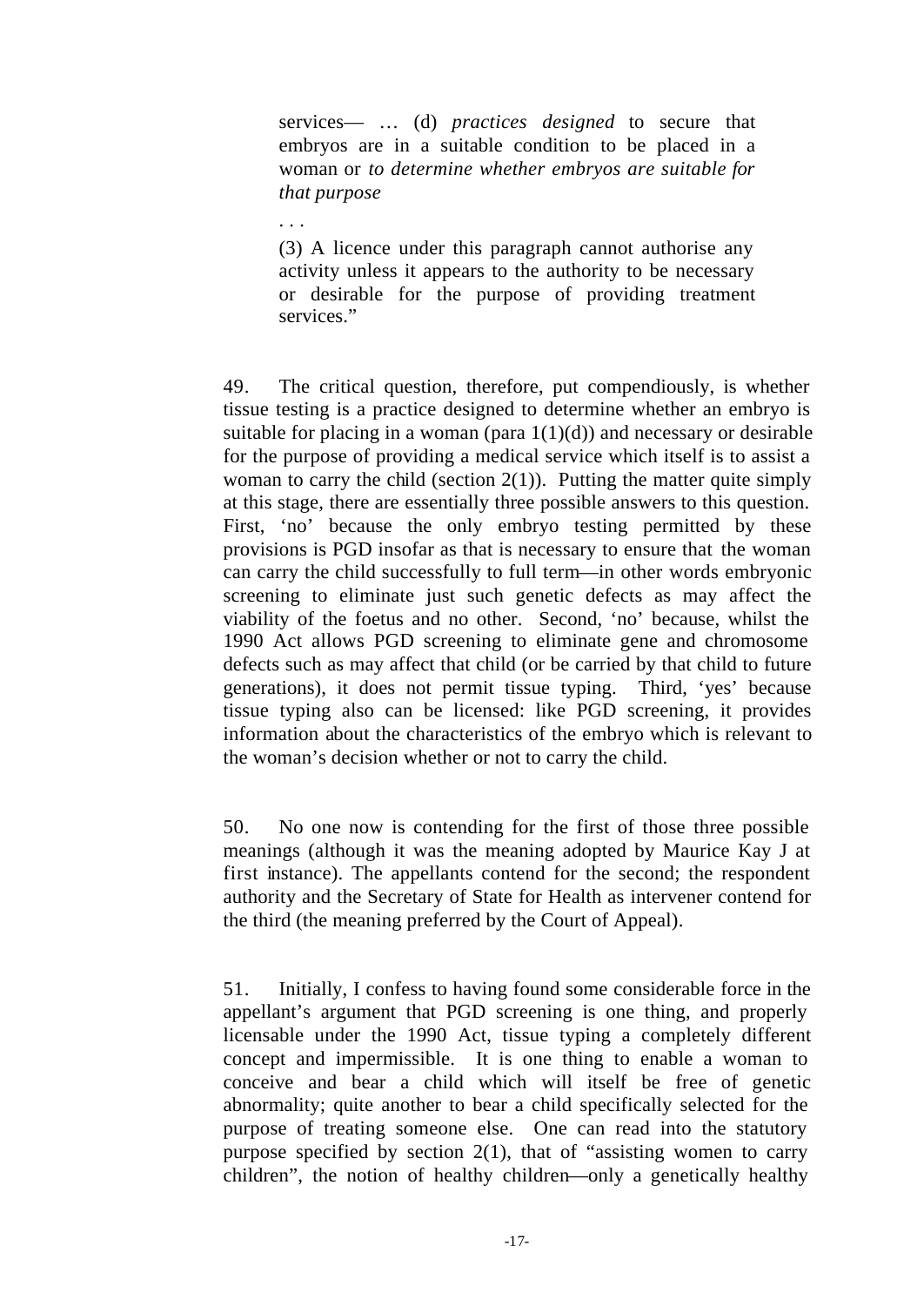> services— … (d) *practices designed* to secure that embryos are in a suitable condition to be placed in a woman or *to determine whether embryos are suitable for that purpose*
>
> . . .
>
> (3) A licence under this paragraph cannot authorise any activity unless it appears to the authority to be necessary or desirable for the purpose of providing treatment services."

49. The critical question, therefore, put compendiously, is whether tissue testing is a practice designed to determine whether an embryo is suitable for placing in a woman (para 1(1)(d)) and necessary or desirable for the purpose of providing a medical service which itself is to assist a woman to carry the child (section 2(1)). Putting the matter quite simply at this stage, there are essentially three possible answers to this question. First, 'no' because the only embryo testing permitted by these provisions is PGD insofar as that is necessary to ensure that the woman can carry the child successfully to full term—in other words embryonic screening to eliminate just such genetic defects as may affect the viability of the foetus and no other. Second, 'no' because, whilst the 1990 Act allows PGD screening to eliminate gene and chromosome defects such as may affect that child (or be carried by that child to future generations), it does not permit tissue typing. Third, 'yes' because tissue typing also can be licensed: like PGD screening, it provides information about the characteristics of the embryo which is relevant to the woman's decision whether or not to carry the child.

50. No one now is contending for the first of those three possible meanings (although it was the meaning adopted by Maurice Kay J at first instance). The appellants contend for the second; the respondent authority and the Secretary of State for Health as intervener contend for the third (the meaning preferred by the Court of Appeal).

51. Initially, I confess to having found some considerable force in the appellant's argument that PGD screening is one thing, and properly licensable under the 1990 Act, tissue typing a completely different concept and impermissible. It is one thing to enable a woman to conceive and bear a child which will itself be free of genetic abnormality; quite another to bear a child specifically selected for the purpose of treating someone else. One can read into the statutory purpose specified by section 2(1), that of "assisting women to carry children", the notion of healthy children—only a genetically healthy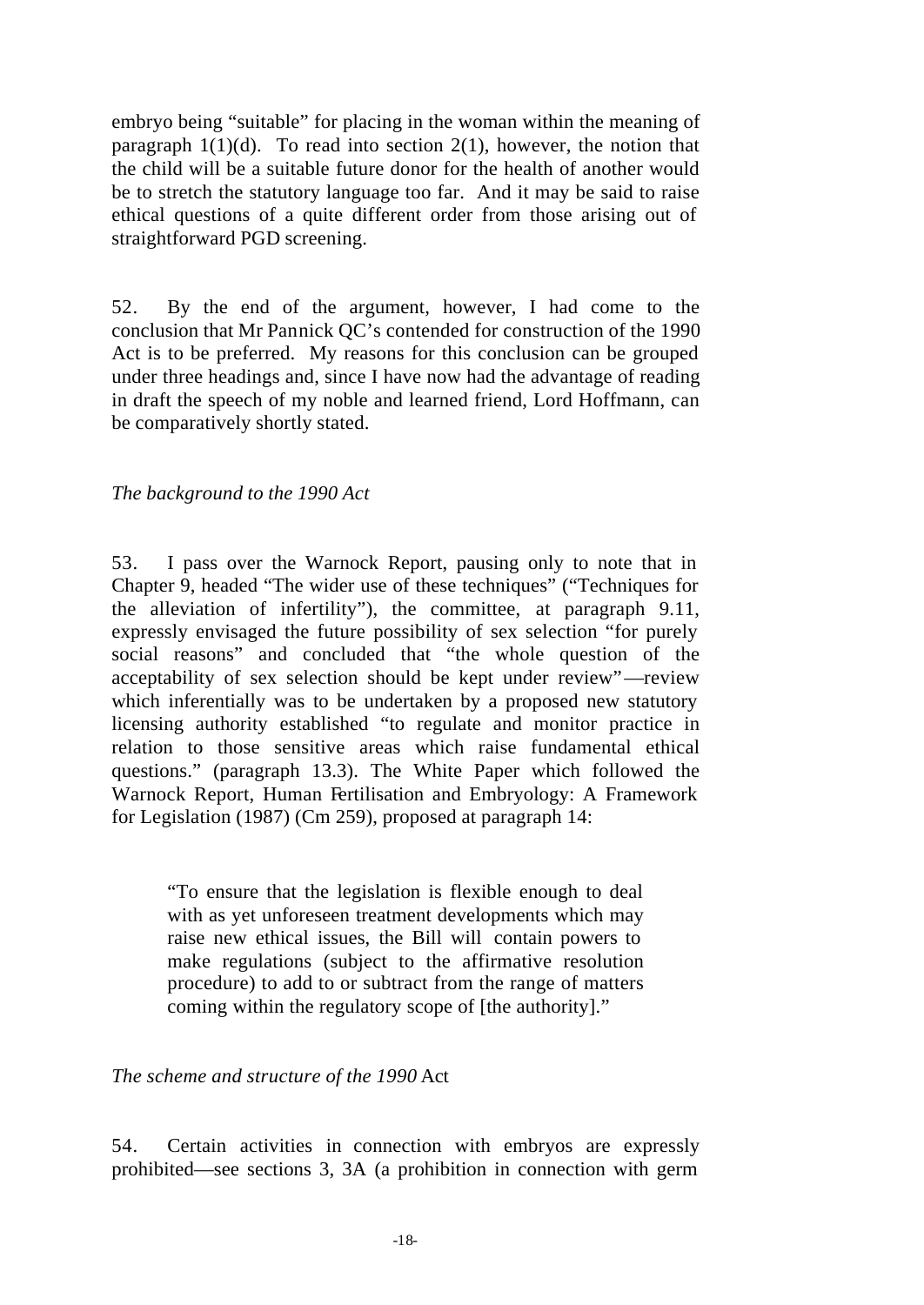embryo being "suitable" for placing in the woman within the meaning of paragraph 1(1)(d). To read into section 2(1), however, the notion that the child will be a suitable future donor for the health of another would be to stretch the statutory language too far. And it may be said to raise ethical questions of a quite different order from those arising out of straightforward PGD screening.

52. By the end of the argument, however, I had come to the conclusion that Mr Pannick QC's contended for construction of the 1990 Act is to be preferred. My reasons for this conclusion can be grouped under three headings and, since I have now had the advantage of reading in draft the speech of my noble and learned friend, Lord Hoffmann, can be comparatively shortly stated.

*The background to the 1990 Act*

53. I pass over the Warnock Report, pausing only to note that in Chapter 9, headed "The wider use of these techniques" ("Techniques for the alleviation of infertility"), the committee, at paragraph 9.11, expressly envisaged the future possibility of sex selection "for purely social reasons" and concluded that "the whole question of the acceptability of sex selection should be kept under review"—review which inferentially was to be undertaken by a proposed new statutory licensing authority established "to regulate and monitor practice in relation to those sensitive areas which raise fundamental ethical questions." (paragraph 13.3). The White Paper which followed the Warnock Report, Human Fertilisation and Embryology: A Framework for Legislation (1987) (Cm 259), proposed at paragraph 14:

> "To ensure that the legislation is flexible enough to deal with as yet unforeseen treatment developments which may raise new ethical issues, the Bill will contain powers to make regulations (subject to the affirmative resolution procedure) to add to or subtract from the range of matters coming within the regulatory scope of [the authority]."

*The scheme and structure of the 1990* Act

54. Certain activities in connection with embryos are expressly prohibited—see sections 3, 3A (a prohibition in connection with germ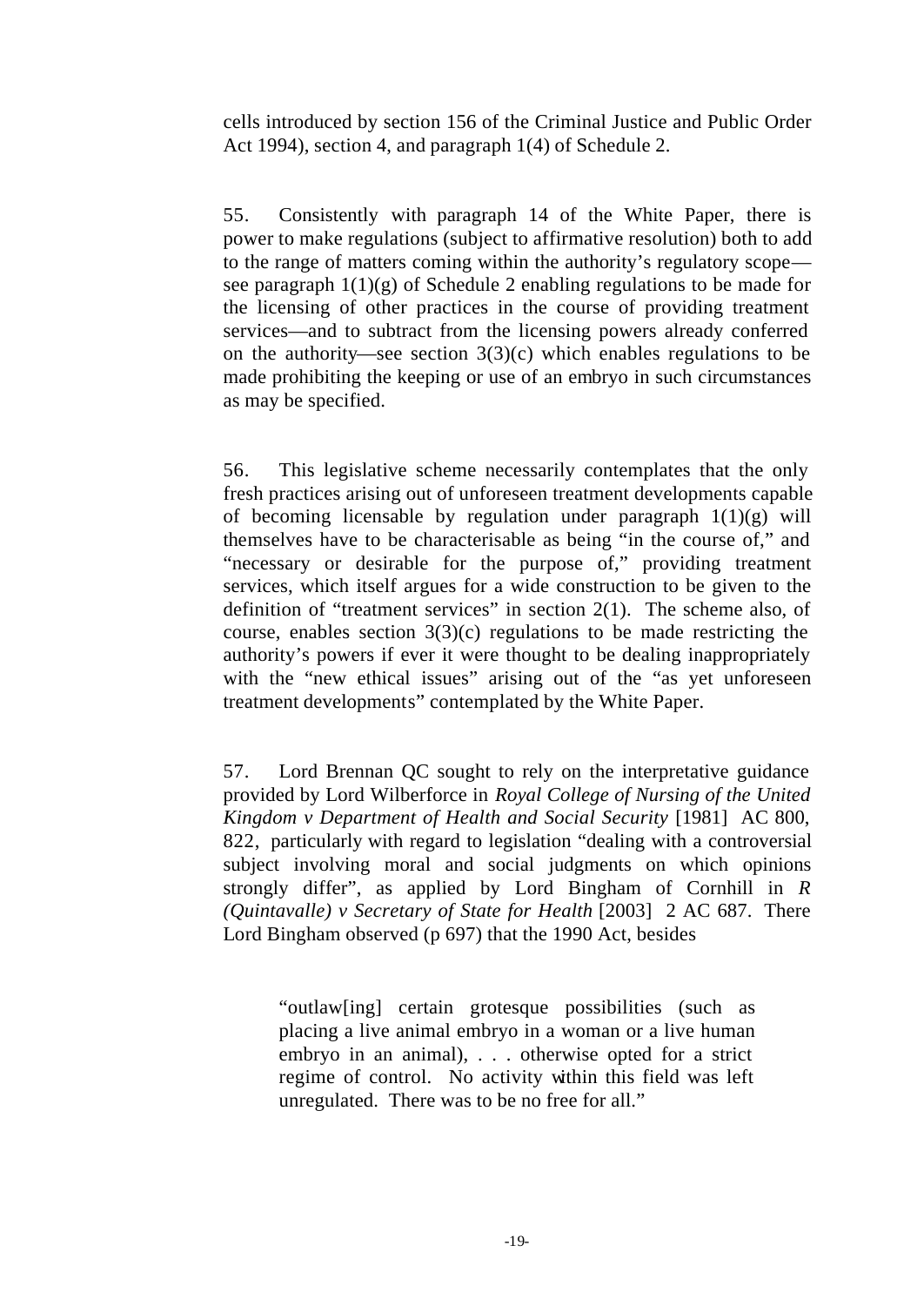cells introduced by section 156 of the Criminal Justice and Public Order Act 1994), section 4, and paragraph 1(4) of Schedule 2.

55. Consistently with paragraph 14 of the White Paper, there is power to make regulations (subject to affirmative resolution) both to add to the range of matters coming within the authority's regulatory scope—see paragraph 1(1)(g) of Schedule 2 enabling regulations to be made for the licensing of other practices in the course of providing treatment services—and to subtract from the licensing powers already conferred on the authority—see section 3(3)(c) which enables regulations to be made prohibiting the keeping or use of an embryo in such circumstances as may be specified.

56. This legislative scheme necessarily contemplates that the only fresh practices arising out of unforeseen treatment developments capable of becoming licensable by regulation under paragraph 1(1)(g) will themselves have to be characterisable as being "in the course of," and "necessary or desirable for the purpose of," providing treatment services, which itself argues for a wide construction to be given to the definition of "treatment services" in section 2(1). The scheme also, of course, enables section 3(3)(c) regulations to be made restricting the authority's powers if ever it were thought to be dealing inappropriately with the "new ethical issues" arising out of the "as yet unforeseen treatment developments" contemplated by the White Paper.

57. Lord Brennan QC sought to rely on the interpretative guidance provided by Lord Wilberforce in *Royal College of Nursing of the United Kingdom v Department of Health and Social Security* [1981] AC 800, 822, particularly with regard to legislation "dealing with a controversial subject involving moral and social judgments on which opinions strongly differ", as applied by Lord Bingham of Cornhill in *R (Quintavalle) v Secretary of State for Health* [2003] 2 AC 687. There Lord Bingham observed (p 697) that the 1990 Act, besides

> "outlaw[ing] certain grotesque possibilities (such as placing a live animal embryo in a woman or a live human embryo in an animal), . . . otherwise opted for a strict regime of control. No activity within this field was left unregulated. There was to be no free for all."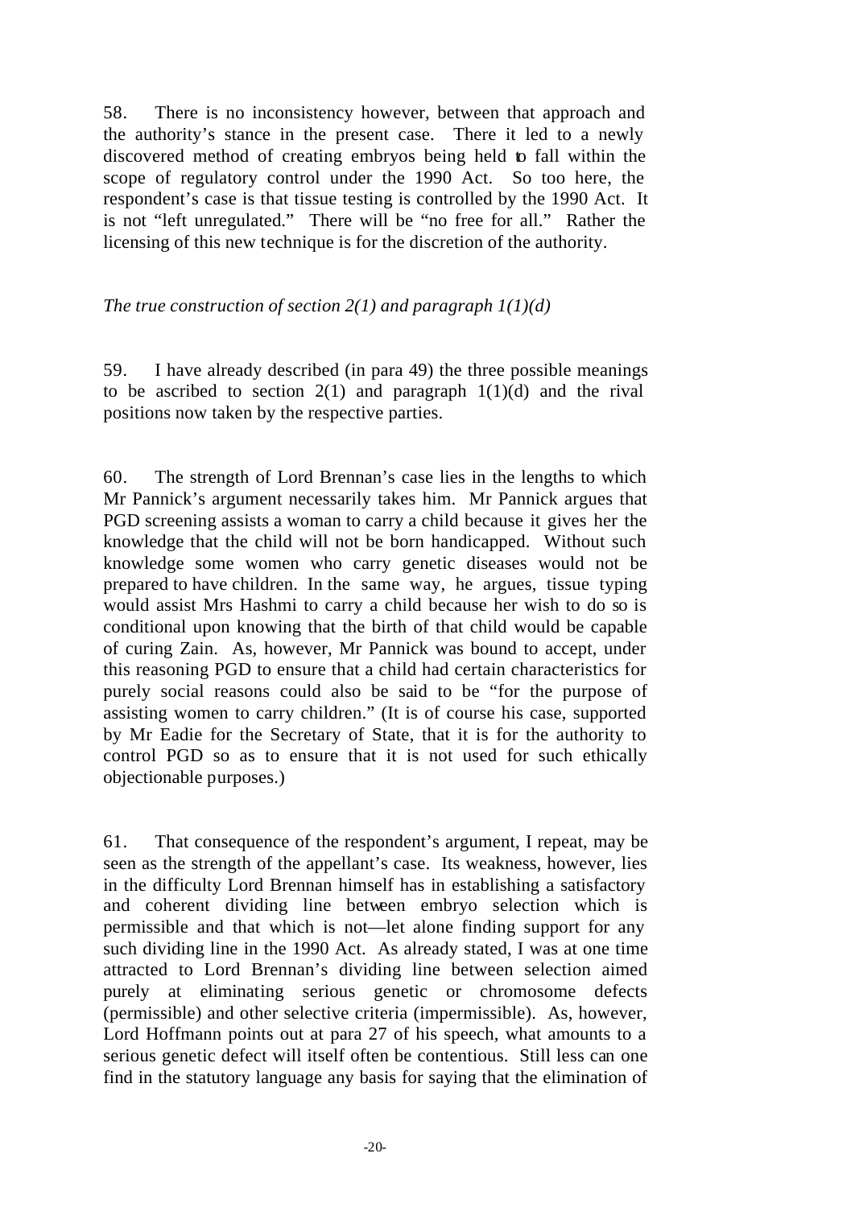58. There is no inconsistency however, between that approach and the authority's stance in the present case. There it led to a newly discovered method of creating embryos being held to fall within the scope of regulatory control under the 1990 Act. So too here, the respondent's case is that tissue testing is controlled by the 1990 Act. It is not "left unregulated." There will be "no free for all." Rather the licensing of this new technique is for the discretion of the authority.

*The true construction of section 2(1) and paragraph 1(1)(d)*

59. I have already described (in para 49) the three possible meanings to be ascribed to section 2(1) and paragraph 1(1)(d) and the rival positions now taken by the respective parties.

60. The strength of Lord Brennan's case lies in the lengths to which Mr Pannick's argument necessarily takes him. Mr Pannick argues that PGD screening assists a woman to carry a child because it gives her the knowledge that the child will not be born handicapped. Without such knowledge some women who carry genetic diseases would not be prepared to have children. In the same way, he argues, tissue typing would assist Mrs Hashmi to carry a child because her wish to do so is conditional upon knowing that the birth of that child would be capable of curing Zain. As, however, Mr Pannick was bound to accept, under this reasoning PGD to ensure that a child had certain characteristics for purely social reasons could also be said to be "for the purpose of assisting women to carry children." (It is of course his case, supported by Mr Eadie for the Secretary of State, that it is for the authority to control PGD so as to ensure that it is not used for such ethically objectionable purposes.)

61. That consequence of the respondent's argument, I repeat, may be seen as the strength of the appellant's case. Its weakness, however, lies in the difficulty Lord Brennan himself has in establishing a satisfactory and coherent dividing line between embryo selection which is permissible and that which is not—let alone finding support for any such dividing line in the 1990 Act. As already stated, I was at one time attracted to Lord Brennan's dividing line between selection aimed purely at eliminating serious genetic or chromosome defects (permissible) and other selective criteria (impermissible). As, however, Lord Hoffmann points out at para 27 of his speech, what amounts to a serious genetic defect will itself often be contentious. Still less can one find in the statutory language any basis for saying that the elimination of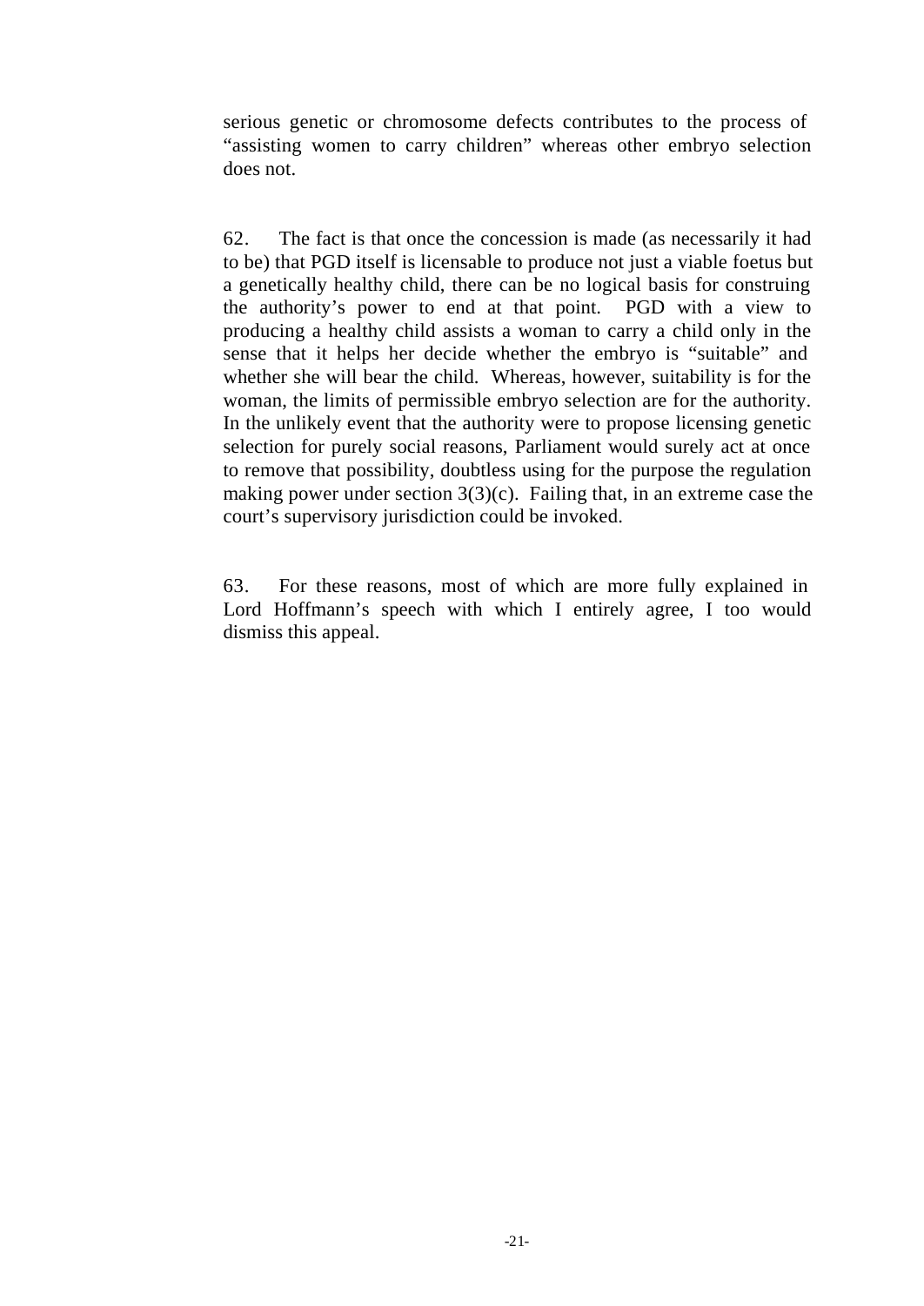serious genetic or chromosome defects contributes to the process of "assisting women to carry children" whereas other embryo selection does not.

62. The fact is that once the concession is made (as necessarily it had to be) that PGD itself is licensable to produce not just a viable foetus but a genetically healthy child, there can be no logical basis for construing the authority's power to end at that point. PGD with a view to producing a healthy child assists a woman to carry a child only in the sense that it helps her decide whether the embryo is "suitable" and whether she will bear the child. Whereas, however, suitability is for the woman, the limits of permissible embryo selection are for the authority. In the unlikely event that the authority were to propose licensing genetic selection for purely social reasons, Parliament would surely act at once to remove that possibility, doubtless using for the purpose the regulation making power under section 3(3)(c). Failing that, in an extreme case the court's supervisory jurisdiction could be invoked.

63. For these reasons, most of which are more fully explained in Lord Hoffmann's speech with which I entirely agree, I too would dismiss this appeal.